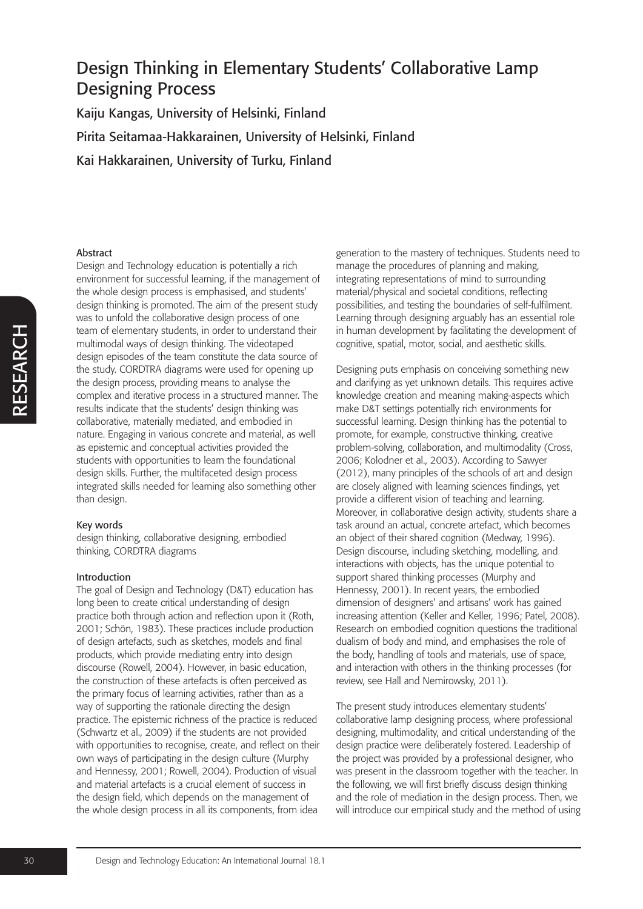# Design Thinking in Elementary Students' Collaborative Lamp Designing Process

Kaiju Kangas, University of Helsinki, Finland

Pirita Seitamaa-Hakkarainen, University of Helsinki, Finland

Kai Hakkarainen, University of Turku, Finland

### Abstract

Design and Technology education is potentially a rich environment for successful learning, if the management of the whole design process is emphasised, and students' design thinking is promoted. The aim of the present study was to unfold the collaborative design process of one team of elementary students, in order to understand their multimodal ways of design thinking. The videotaped design episodes of the team constitute the data source of the study. CORDTRA diagrams were used for opening up the design process, providing means to analyse the complex and iterative process in a structured manner. The results indicate that the students' design thinking was collaborative, materially mediated, and embodied in nature. Engaging in various concrete and material, as well as epistemic and conceptual activities provided the students with opportunities to learn the foundational design skills. Further, the multifaceted design process integrated skills needed for learning also something other than design.

### Key words

design thinking, collaborative designing, embodied thinking, CORDTRA diagrams

### Introduction

The goal of Design and Technology (D&T) education has long been to create critical understanding of design practice both through action and reflection upon it (Roth, 2001; Schön, 1983). These practices include production of design artefacts, such as sketches, models and final products, which provide mediating entry into design discourse (Rowell, 2004). However, in basic education, the construction of these artefacts is often perceived as the primary focus of learning activities, rather than as a way of supporting the rationale directing the design practice. The epistemic richness of the practice is reduced (Schwartz et al., 2009) if the students are not provided with opportunities to recognise, create, and reflect on their own ways of participating in the design culture (Murphy and Hennessy, 2001; Rowell, 2004). Production of visual and material artefacts is a crucial element of success in the design field, which depends on the management of the whole design process in all its components, from idea generation to the mastery of techniques. Students need to manage the procedures of planning and making, integrating representations of mind to surrounding material/physical and societal conditions, reflecting possibilities, and testing the boundaries of self-fulfilment. Learning through designing arguably has an essential role in human development by facilitating the development of cognitive, spatial, motor, social, and aesthetic skills.

Designing puts emphasis on conceiving something new and clarifying as yet unknown details. This requires active knowledge creation and meaning making-aspects which make D&T settings potentially rich environments for successful learning. Design thinking has the potential to promote, for example, constructive thinking, creative problem-solving, collaboration, and multimodality (Cross, 2006; Kolodner et al., 2003). According to Sawyer (2012), many principles of the schools of art and design are closely aligned with learning sciences findings, yet provide a different vision of teaching and learning. Moreover, in collaborative design activity, students share a task around an actual, concrete artefact, which becomes an object of their shared cognition (Medway, 1996). Design discourse, including sketching, modelling, and interactions with objects, has the unique potential to support shared thinking processes (Murphy and Hennessy, 2001). In recent years, the embodied dimension of designers' and artisans' work has gained increasing attention (Keller and Keller, 1996; Patel, 2008). Research on embodied cognition questions the traditional dualism of body and mind, and emphasises the role of the body, handling of tools and materials, use of space, and interaction with others in the thinking processes (for review, see Hall and Nemirowsky, 2011).

The present study introduces elementary students' collaborative lamp designing process, where professional designing, multimodality, and critical understanding of the design practice were deliberately fostered. Leadership of the project was provided by a professional designer, who was present in the classroom together with the teacher. In the following, we will first briefly discuss design thinking and the role of mediation in the design process. Then, we will introduce our empirical study and the method of using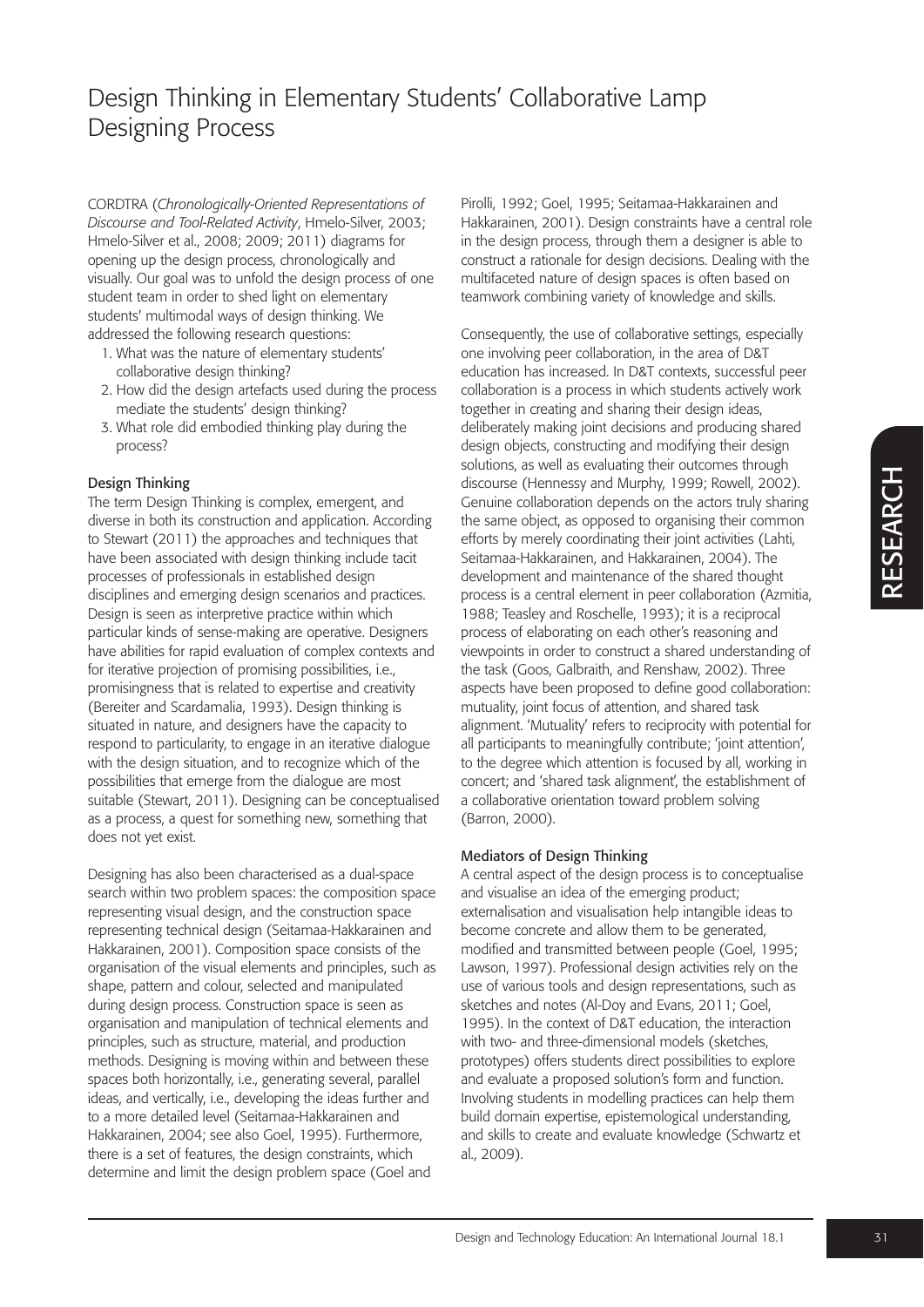CORDTRA (*Chronologically-Oriented Representations of Discourse and Tool-Related Activity*, Hmelo-Silver, 2003; Hmelo-Silver et al., 2008; 2009; 2011) diagrams for opening up the design process, chronologically and visually. Our goal was to unfold the design process of one student team in order to shed light on elementary students' multimodal ways of design thinking. We addressed the following research questions:

1. What was the nature of elementary students' collaborative design thinking?
2. How did the design artefacts used during the process mediate the students' design thinking?
3. What role did embodied thinking play during the process?

### Design Thinking

The term Design Thinking is complex, emergent, and diverse in both its construction and application. According to Stewart (2011) the approaches and techniques that have been associated with design thinking include tacit processes of professionals in established design disciplines and emerging design scenarios and practices. Design is seen as interpretive practice within which particular kinds of sense-making are operative. Designers have abilities for rapid evaluation of complex contexts and for iterative projection of promising possibilities, i.e., promisingness that is related to expertise and creativity (Bereiter and Scardamalia, 1993). Design thinking is situated in nature, and designers have the capacity to respond to particularity, to engage in an iterative dialogue with the design situation, and to recognize which of the possibilities that emerge from the dialogue are most suitable (Stewart, 2011). Designing can be conceptualised as a process, a quest for something new, something that does not yet exist.

Designing has also been characterised as a dual-space search within two problem spaces: the composition space representing visual design, and the construction space representing technical design (Seitamaa-Hakkarainen and Hakkarainen, 2001). Composition space consists of the organisation of the visual elements and principles, such as shape, pattern and colour, selected and manipulated during design process. Construction space is seen as organisation and manipulation of technical elements and principles, such as structure, material, and production methods. Designing is moving within and between these spaces both horizontally, i.e., generating several, parallel ideas, and vertically, i.e., developing the ideas further and to a more detailed level (Seitamaa-Hakkarainen and Hakkarainen, 2004; see also Goel, 1995). Furthermore, there is a set of features, the design constraints, which determine and limit the design problem space (Goel and Pirolli, 1992; Goel, 1995; Seitamaa-Hakkarainen and Hakkarainen, 2001). Design constraints have a central role in the design process, through them a designer is able to construct a rationale for design decisions. Dealing with the multifaceted nature of design spaces is often based on teamwork combining variety of knowledge and skills.

Consequently, the use of collaborative settings, especially one involving peer collaboration, in the area of D&T education has increased. In D&T contexts, successful peer collaboration is a process in which students actively work together in creating and sharing their design ideas, deliberately making joint decisions and producing shared design objects, constructing and modifying their design solutions, as well as evaluating their outcomes through discourse (Hennessy and Murphy, 1999; Rowell, 2002). Genuine collaboration depends on the actors truly sharing the same object, as opposed to organising their common efforts by merely coordinating their joint activities (Lahti, Seitamaa-Hakkarainen, and Hakkarainen, 2004). The development and maintenance of the shared thought process is a central element in peer collaboration (Azmitia, 1988; Teasley and Roschelle, 1993); it is a reciprocal process of elaborating on each other's reasoning and viewpoints in order to construct a shared understanding of the task (Goos, Galbraith, and Renshaw, 2002). Three aspects have been proposed to define good collaboration: mutuality, joint focus of attention, and shared task alignment. 'Mutuality' refers to reciprocity with potential for all participants to meaningfully contribute; 'joint attention', to the degree which attention is focused by all, working in concert; and 'shared task alignment', the establishment of a collaborative orientation toward problem solving (Barron, 2000).

### Mediators of Design Thinking

A central aspect of the design process is to conceptualise and visualise an idea of the emerging product; externalisation and visualisation help intangible ideas to become concrete and allow them to be generated, modified and transmitted between people (Goel, 1995; Lawson, 1997). Professional design activities rely on the use of various tools and design representations, such as sketches and notes (Al-Doy and Evans, 2011; Goel, 1995). In the context of D&T education, the interaction with two- and three-dimensional models (sketches, prototypes) offers students direct possibilities to explore and evaluate a proposed solution's form and function. Involving students in modelling practices can help them build domain expertise, epistemological understanding, and skills to create and evaluate knowledge (Schwartz et al., 2009).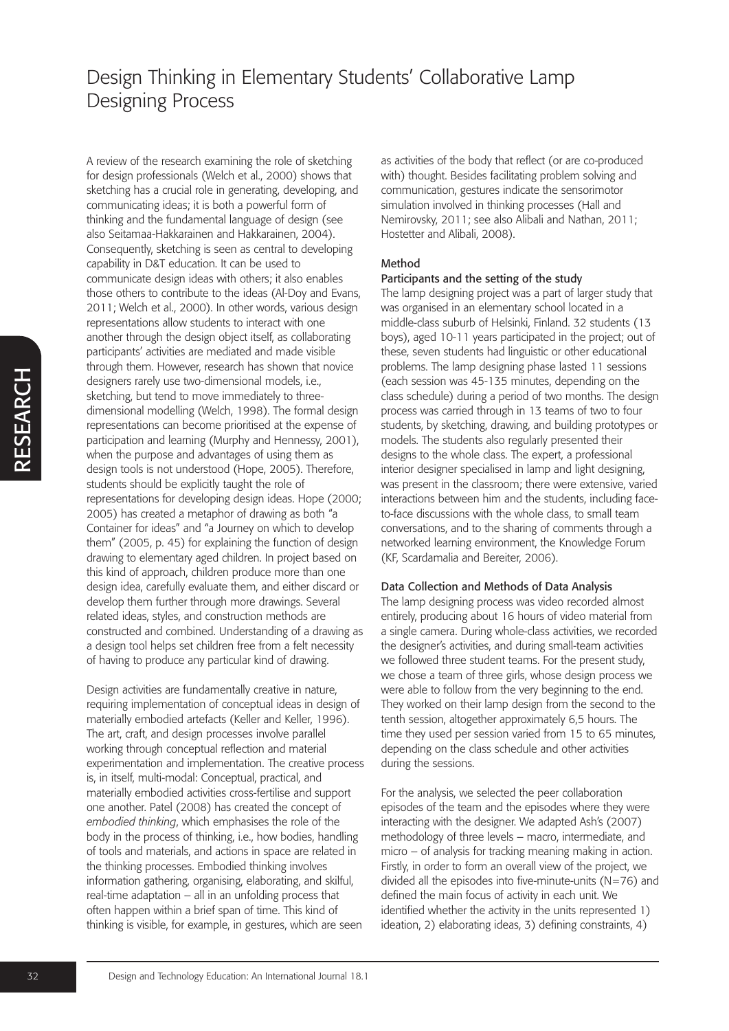A review of the research examining the role of sketching for design professionals (Welch et al., 2000) shows that sketching has a crucial role in generating, developing, and communicating ideas; it is both a powerful form of thinking and the fundamental language of design (see also Seitamaa-Hakkarainen and Hakkarainen, 2004). Consequently, sketching is seen as central to developing capability in D&T education. It can be used to communicate design ideas with others; it also enables those others to contribute to the ideas (Al-Doy and Evans, 2011; Welch et al., 2000). In other words, various design representations allow students to interact with one another through the design object itself, as collaborating participants' activities are mediated and made visible through them. However, research has shown that novice designers rarely use two-dimensional models, i.e., sketching, but tend to move immediately to three-dimensional modelling (Welch, 1998). The formal design representations can become prioritised at the expense of participation and learning (Murphy and Hennessy, 2001), when the purpose and advantages of using them as design tools is not understood (Hope, 2005). Therefore, students should be explicitly taught the role of representations for developing design ideas. Hope (2000; 2005) has created a metaphor of drawing as both "a Container for ideas" and "a Journey on which to develop them" (2005, p. 45) for explaining the function of design drawing to elementary aged children. In project based on this kind of approach, children produce more than one design idea, carefully evaluate them, and either discard or develop them further through more drawings. Several related ideas, styles, and construction methods are constructed and combined. Understanding of a drawing as a design tool helps set children free from a felt necessity of having to produce any particular kind of drawing.

Design activities are fundamentally creative in nature, requiring implementation of conceptual ideas in design of materially embodied artefacts (Keller and Keller, 1996). The art, craft, and design processes involve parallel working through conceptual reflection and material experimentation and implementation. The creative process is, in itself, multi-modal: Conceptual, practical, and materially embodied activities cross-fertilise and support one another. Patel (2008) has created the concept of *embodied thinking*, which emphasises the role of the body in the process of thinking, i.e., how bodies, handling of tools and materials, and actions in space are related in the thinking processes. Embodied thinking involves information gathering, organising, elaborating, and skilful, real-time adaptation – all in an unfolding process that often happen within a brief span of time. This kind of thinking is visible, for example, in gestures, which are seen as activities of the body that reflect (or are co-produced with) thought. Besides facilitating problem solving and communication, gestures indicate the sensorimotor simulation involved in thinking processes (Hall and Nemirovsky, 2011; see also Alibali and Nathan, 2011; Hostetter and Alibali, 2008).

## Method

### Participants and the setting of the study

The lamp designing project was a part of larger study that was organised in an elementary school located in a middle-class suburb of Helsinki, Finland. 32 students (13 boys), aged 10-11 years participated in the project; out of these, seven students had linguistic or other educational problems. The lamp designing phase lasted 11 sessions (each session was 45-135 minutes, depending on the class schedule) during a period of two months. The design process was carried through in 13 teams of two to four students, by sketching, drawing, and building prototypes or models. The students also regularly presented their designs to the whole class. The expert, a professional interior designer specialised in lamp and light designing, was present in the classroom; there were extensive, varied interactions between him and the students, including face-to-face discussions with the whole class, to small team conversations, and to the sharing of comments through a networked learning environment, the Knowledge Forum (KF, Scardamalia and Bereiter, 2006).

### Data Collection and Methods of Data Analysis

The lamp designing process was video recorded almost entirely, producing about 16 hours of video material from a single camera. During whole-class activities, we recorded the designer's activities, and during small-team activities we followed three student teams. For the present study, we chose a team of three girls, whose design process we were able to follow from the very beginning to the end. They worked on their lamp design from the second to the tenth session, altogether approximately 6,5 hours. The time they used per session varied from 15 to 65 minutes, depending on the class schedule and other activities during the sessions.

For the analysis, we selected the peer collaboration episodes of the team and the episodes where they were interacting with the designer. We adapted Ash's (2007) methodology of three levels – macro, intermediate, and micro – of analysis for tracking meaning making in action. Firstly, in order to form an overall view of the project, we divided all the episodes into five-minute-units (N=76) and defined the main focus of activity in each unit. We identified whether the activity in the units represented 1) ideation, 2) elaborating ideas, 3) defining constraints, 4)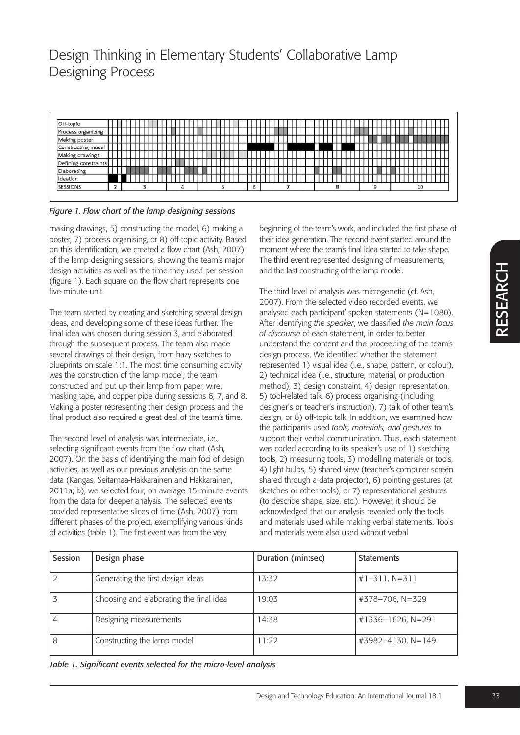# Design Thinking in Elementary Students' Collaborative Lamp Designing Process

*Figure 1. Flow chart of the lamp designing sessions*

making drawings, 5) constructing the model, 6) making a poster, 7) process organising, or 8) off-topic activity. Based on this identification, we created a flow chart (Ash, 2007) of the lamp designing sessions, showing the team's major design activities as well as the time they used per session (figure 1). Each square on the flow chart represents one five-minute-unit.

The team started by creating and sketching several design ideas, and developing some of these ideas further. The final idea was chosen during session 3, and elaborated through the subsequent process. The team also made several drawings of their design, from hazy sketches to blueprints on scale 1:1. The most time consuming activity was the construction of the lamp model; the team constructed and put up their lamp from paper, wire, masking tape, and copper pipe during sessions 6, 7, and 8. Making a poster representing their design process and the final product also required a great deal of the team's time.

The second level of analysis was intermediate, i.e., selecting significant events from the flow chart (Ash, 2007). On the basis of identifying the main foci of design activities, as well as our previous analysis on the same data (Kangas, Seitamaa-Hakkarainen and Hakkarainen, 2011a; b), we selected four, on average 15-minute events from the data for deeper analysis. The selected events provided representative slices of time (Ash, 2007) from different phases of the project, exemplifying various kinds of activities (table 1). The first event was from the very beginning of the team's work, and included the first phase of their idea generation. The second event started around the moment where the team's final idea started to take shape. The third event represented designing of measurements, and the last constructing of the lamp model.

The third level of analysis was microgenetic (cf. Ash, 2007). From the selected video recorded events, we analysed each participant' spoken statements (N=1080). After identifying *the speaker*, we classified *the main focus of discourse* of each statement, in order to better understand the content and the proceeding of the team's design process. We identified whether the statement represented 1) visual idea (i.e., shape, pattern, or colour), 2) technical idea (i.e., structure, material, or production method), 3) design constraint, 4) design representation, 5) tool-related talk, 6) process organising (including designer's or teacher's instruction), 7) talk of other team's design, or 8) off-topic talk. In addition, we examined how the participants used *tools, materials, and gestures* to support their verbal communication. Thus, each statement was coded according to its speaker's use of 1) sketching tools, 2) measuring tools, 3) modelling materials or tools, 4) light bulbs, 5) shared view (teacher's computer screen shared through a data projector), 6) pointing gestures (at sketches or other tools), or 7) representational gestures (to describe shape, size, etc.). However, it should be acknowledged that our analysis revealed only the tools and materials used while making verbal statements. Tools and materials were also used without verbal

| Session | Design phase | Duration (min:sec) | Statements |
|---|---|---|---|
| 2 | Generating the first design ideas | 13:32 | #1–311, N=311 |
| 3 | Choosing and elaborating the final idea | 19:03 | #378–706, N=329 |
| 4 | Designing measurements | 14:38 | #1336–1626, N=291 |
| 8 | Constructing the lamp model | 11:22 | #3982–4130, N=149 |

*Table 1. Significant events selected for the micro-level analysis*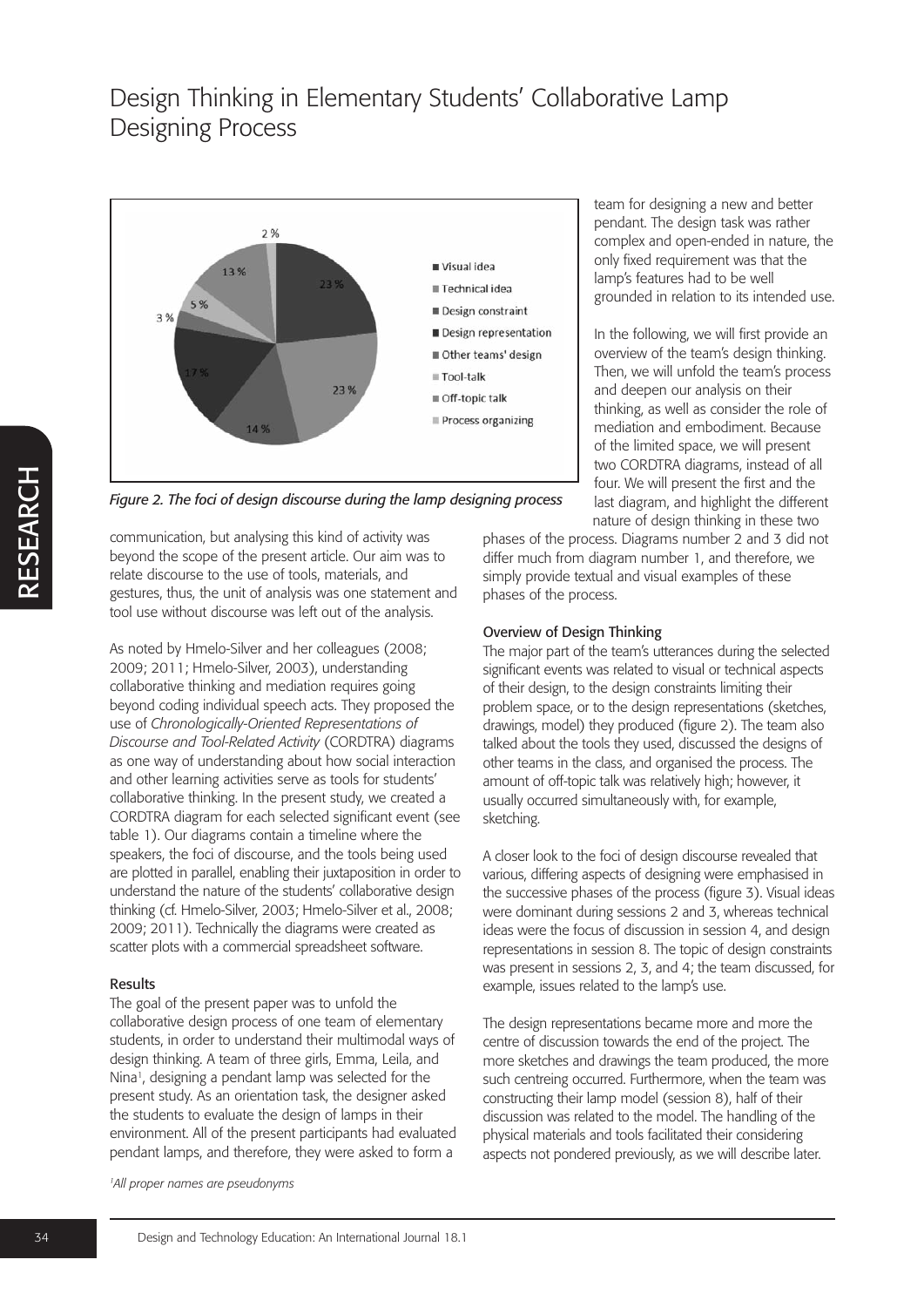# Design Thinking in Elementary Students' Collaborative Lamp Designing Process

*Figure 2. The foci of design discourse during the lamp designing process*

communication, but analysing this kind of activity was beyond the scope of the present article. Our aim was to relate discourse to the use of tools, materials, and gestures, thus, the unit of analysis was one statement and tool use without discourse was left out of the analysis.

As noted by Hmelo-Silver and her colleagues (2008; 2009; 2011; Hmelo-Silver, 2003), understanding collaborative thinking and mediation requires going beyond coding individual speech acts. They proposed the use of *Chronologically-Oriented Representations of Discourse and Tool-Related Activity* (CORDTRA) diagrams as one way of understanding about how social interaction and other learning activities serve as tools for students' collaborative thinking. In the present study, we created a CORDTRA diagram for each selected significant event (see table 1). Our diagrams contain a timeline where the speakers, the foci of discourse, and the tools being used are plotted in parallel, enabling their juxtaposition in order to understand the nature of the students' collaborative design thinking (cf. Hmelo-Silver, 2003; Hmelo-Silver et al., 2008; 2009; 2011). Technically the diagrams were created as scatter plots with a commercial spreadsheet software.

### Results

The goal of the present paper was to unfold the collaborative design process of one team of elementary students, in order to understand their multimodal ways of design thinking. A team of three girls, Emma, Leila, and Nina[1], designing a pendant lamp was selected for the present study. As an orientation task, the designer asked the students to evaluate the design of lamps in their environment. All of the present participants had evaluated pendant lamps, and therefore, they were asked to form a team for designing a new and better pendant. The design task was rather complex and open-ended in nature, the only fixed requirement was that the lamp's features had to be well grounded in relation to its intended use.

In the following, we will first provide an overview of the team's design thinking. Then, we will unfold the team's process and deepen our analysis on their thinking, as well as consider the role of mediation and embodiment. Because of the limited space, we will present two CORDTRA diagrams, instead of all four. We will present the first and the last diagram, and highlight the different nature of design thinking in these two phases of the process. Diagrams number 2 and 3 did not differ much from diagram number 1, and therefore, we simply provide textual and visual examples of these phases of the process.

### Overview of Design Thinking

The major part of the team's utterances during the selected significant events was related to visual or technical aspects of their design, to the design constraints limiting their problem space, or to the design representations (sketches, drawings, model) they produced (figure 2). The team also talked about the tools they used, discussed the designs of other teams in the class, and organised the process. The amount of off-topic talk was relatively high; however, it usually occurred simultaneously with, for example, sketching.

A closer look to the foci of design discourse revealed that various, differing aspects of designing were emphasised in the successive phases of the process (figure 3). Visual ideas were dominant during sessions 2 and 3, whereas technical ideas were the focus of discussion in session 4, and design representations in session 8. The topic of design constraints was present in sessions 2, 3, and 4; the team discussed, for example, issues related to the lamp's use.

The design representations became more and more the centre of discussion towards the end of the project. The more sketches and drawings the team produced, the more such centreing occurred. Furthermore, when the team was constructing their lamp model (session 8), half of their discussion was related to the model. The handling of the physical materials and tools facilitated their considering aspects not pondered previously, as we will describe later.

[1] *All proper names are pseudonyms*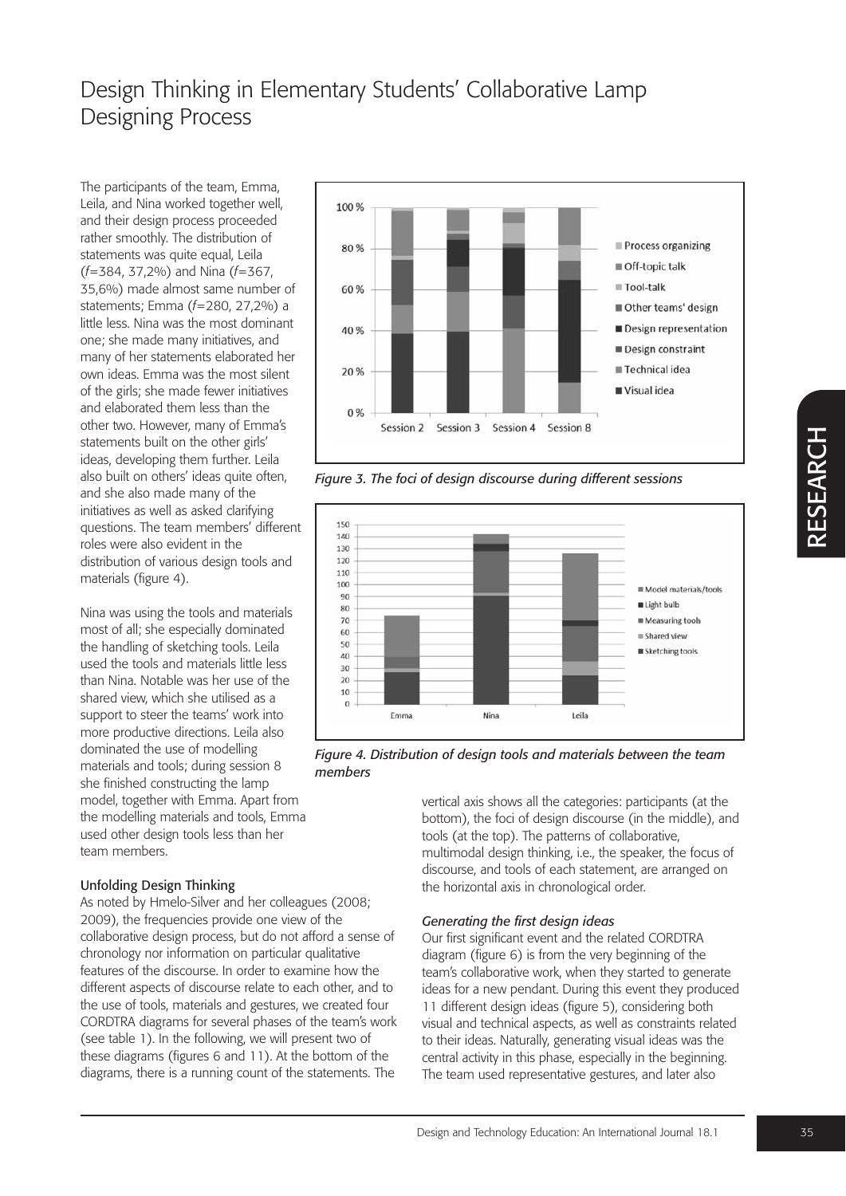The participants of the team, Emma, Leila, and Nina worked together well, and their design process proceeded rather smoothly. The distribution of statements was quite equal, Leila (*f*=384, 37,2%) and Nina (*f*=367, 35,6%) made almost same number of statements; Emma (*f*=280, 27,2%) a little less. Nina was the most dominant one; she made many initiatives, and many of her statements elaborated her own ideas. Emma was the most silent of the girls; she made fewer initiatives and elaborated them less than the other two. However, many of Emma's statements built on the other girls' ideas, developing them further. Leila also built on others' ideas quite often, and she also made many of the initiatives as well as asked clarifying questions. The team members' different roles were also evident in the distribution of various design tools and materials (figure 4).

Nina was using the tools and materials most of all; she especially dominated the handling of sketching tools. Leila used the tools and materials little less than Nina. Notable was her use of the shared view, which she utilised as a support to steer the teams' work into more productive directions. Leila also dominated the use of modelling materials and tools; during session 8 she finished constructing the lamp model, together with Emma. Apart from the modelling materials and tools, Emma used other design tools less than her team members.

*Figure 3. The foci of design discourse during different sessions*

*Figure 4. Distribution of design tools and materials between the team members*

### Unfolding Design Thinking

As noted by Hmelo-Silver and her colleagues (2008; 2009), the frequencies provide one view of the collaborative design process, but do not afford a sense of chronology nor information on particular qualitative features of the discourse. In order to examine how the different aspects of discourse relate to each other, and to the use of tools, materials and gestures, we created four CORDTRA diagrams for several phases of the team's work (see table 1). In the following, we will present two of these diagrams (figures 6 and 11). At the bottom of the diagrams, there is a running count of the statements. The vertical axis shows all the categories: participants (at the bottom), the foci of design discourse (in the middle), and tools (at the top). The patterns of collaborative, multimodal design thinking, i.e., the speaker, the focus of discourse, and tools of each statement, are arranged on the horizontal axis in chronological order.

#### *Generating the first design ideas*

Our first significant event and the related CORDTRA diagram (figure 6) is from the very beginning of the team's collaborative work, when they started to generate ideas for a new pendant. During this event they produced 11 different design ideas (figure 5), considering both visual and technical aspects, as well as constraints related to their ideas. Naturally, generating visual ideas was the central activity in this phase, especially in the beginning. The team used representative gestures, and later also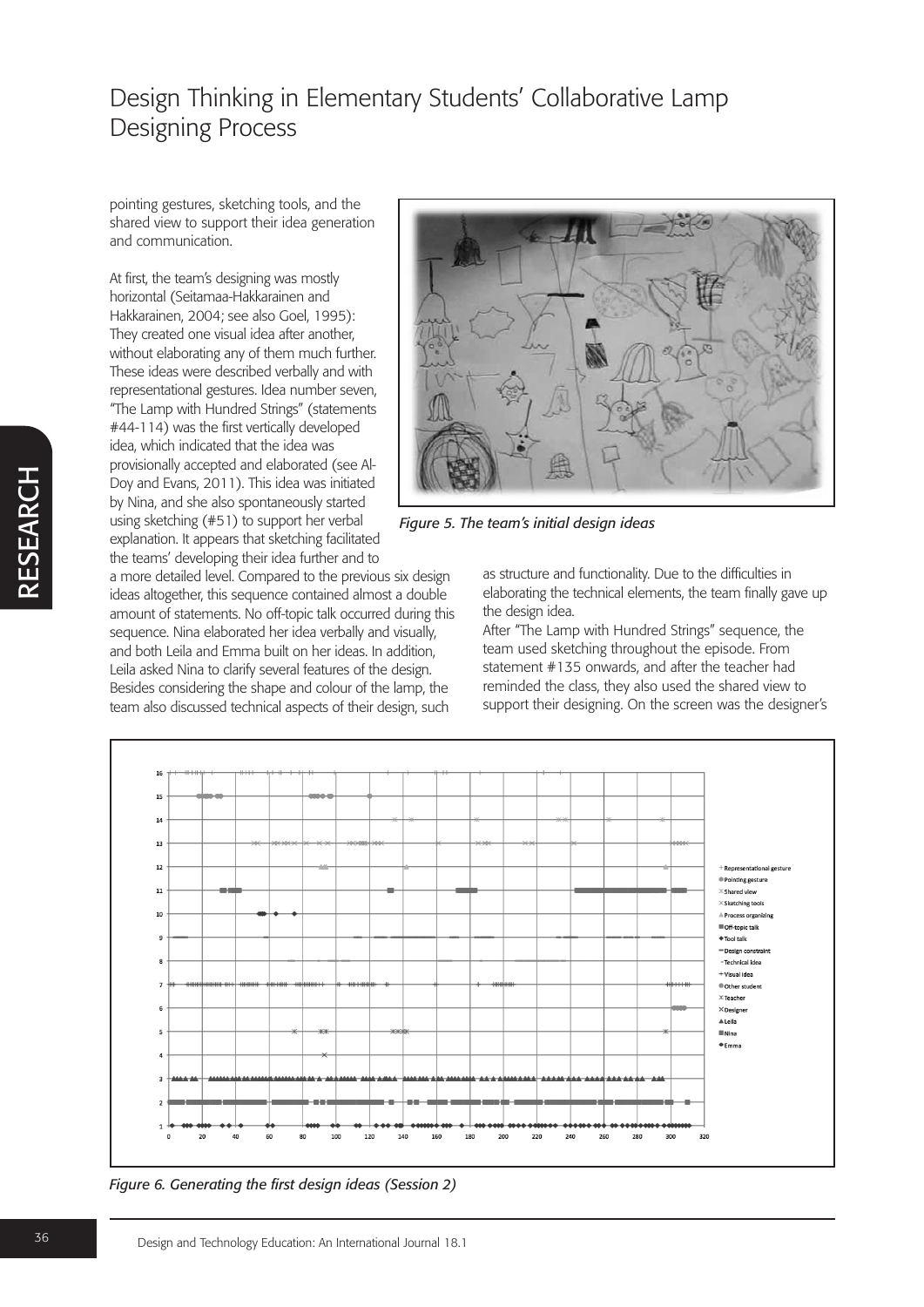pointing gestures, sketching tools, and the shared view to support their idea generation and communication.

At first, the team's designing was mostly horizontal (Seitamaa-Hakkarainen and Hakkarainen, 2004; see also Goel, 1995): They created one visual idea after another, without elaborating any of them much further. These ideas were described verbally and with representational gestures. Idea number seven, "The Lamp with Hundred Strings" (statements #44-114) was the first vertically developed idea, which indicated that the idea was provisionally accepted and elaborated (see Al-Doy and Evans, 2011). This idea was initiated by Nina, and she also spontaneously started using sketching (#51) to support her verbal explanation. It appears that sketching facilitated the teams' developing their idea further and to a more detailed level. Compared to the previous six design ideas altogether, this sequence contained almost a double amount of statements. No off-topic talk occurred during this sequence. Nina elaborated her idea verbally and visually, and both Leila and Emma built on her ideas. In addition, Leila asked Nina to clarify several features of the design. Besides considering the shape and colour of the lamp, the team also discussed technical aspects of their design, such as structure and functionality. Due to the difficulties in elaborating the technical elements, the team finally gave up the design idea.

*Figure 5. The team's initial design ideas*

After "The Lamp with Hundred Strings" sequence, the team used sketching throughout the episode. From statement #135 onwards, and after the teacher had reminded the class, they also used the shared view to support their designing. On the screen was the designer's

*Figure 6. Generating the first design ideas (Session 2)*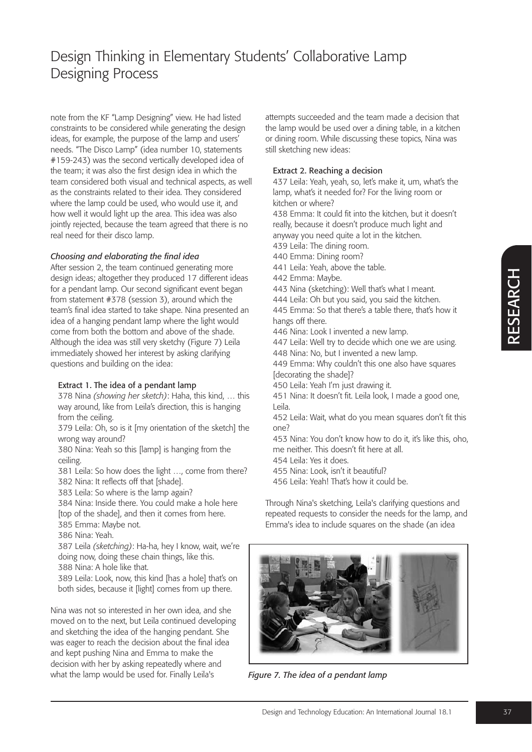note from the KF "Lamp Designing" view. He had listed constraints to be considered while generating the design ideas, for example, the purpose of the lamp and users' needs. "The Disco Lamp" (idea number 10, statements #159-243) was the second vertically developed idea of the team; it was also the first design idea in which the team considered both visual and technical aspects, as well as the constraints related to their idea. They considered where the lamp could be used, who would use it, and how well it would light up the area. This idea was also jointly rejected, because the team agreed that there is no real need for their disco lamp.

### *Choosing and elaborating the final idea*

After session 2, the team continued generating more design ideas; altogether they produced 17 different ideas for a pendant lamp. Our second significant event began from statement #378 (session 3), around which the team's final idea started to take shape. Nina presented an idea of a hanging pendant lamp where the light would come from both the bottom and above of the shade. Although the idea was still very sketchy (Figure 7) Leila immediately showed her interest by asking clarifying questions and building on the idea:

**Extract 1. The idea of a pendant lamp**

378 Nina *(showing her sketch)*: Haha, this kind, … this way around, like from Leila's direction, this is hanging from the ceiling.
379 Leila: Oh, so is it [my orientation of the sketch] the wrong way around?
380 Nina: Yeah so this [lamp] is hanging from the ceiling.
381 Leila: So how does the light …, come from there?
382 Nina: It reflects off that [shade].
383 Leila: So where is the lamp again?
384 Nina: Inside there. You could make a hole here [top of the shade], and then it comes from here.
385 Emma: Maybe not.
386 Nina: Yeah.
387 Leila *(sketching)*: Ha-ha, hey I know, wait, we're doing now, doing these chain things, like this.
388 Nina: A hole like that.
389 Leila: Look, now, this kind [has a hole] that's on both sides, because it [light] comes from up there.

Nina was not so interested in her own idea, and she moved on to the next, but Leila continued developing and sketching the idea of the hanging pendant. She was eager to reach the decision about the final idea and kept pushing Nina and Emma to make the decision with her by asking repeatedly where and what the lamp would be used for. Finally Leila's attempts succeeded and the team made a decision that the lamp would be used over a dining table, in a kitchen or dining room. While discussing these topics, Nina was still sketching new ideas:

**Extract 2. Reaching a decision**

437 Leila: Yeah, yeah, so, let's make it, um, what's the lamp, what's it needed for? For the living room or kitchen or where?
438 Emma: It could fit into the kitchen, but it doesn't really, because it doesn't produce much light and anyway you need quite a lot in the kitchen.
439 Leila: The dining room.
440 Emma: Dining room?
441 Leila: Yeah, above the table.
442 Emma: Maybe.
443 Nina (sketching): Well that's what I meant.
444 Leila: Oh but you said, you said the kitchen.
445 Emma: So that there's a table there, that's how it hangs off there.
446 Nina: Look I invented a new lamp.
447 Leila: Well try to decide which one we are using.
448 Nina: No, but I invented a new lamp.
449 Emma: Why couldn't this one also have squares [decorating the shade]?
450 Leila: Yeah I'm just drawing it.
451 Nina: It doesn't fit. Leila look, I made a good one, Leila.
452 Leila: Wait, what do you mean squares don't fit this one?
453 Nina: You don't know how to do it, it's like this, oho, me neither. This doesn't fit here at all.
454 Leila: Yes it does.
455 Nina: Look, isn't it beautiful?
456 Leila: Yeah! That's how it could be.

Through Nina's sketching, Leila's clarifying questions and repeated requests to consider the needs for the lamp, and Emma's idea to include squares on the shade (an idea

*Figure 7. The idea of a pendant lamp*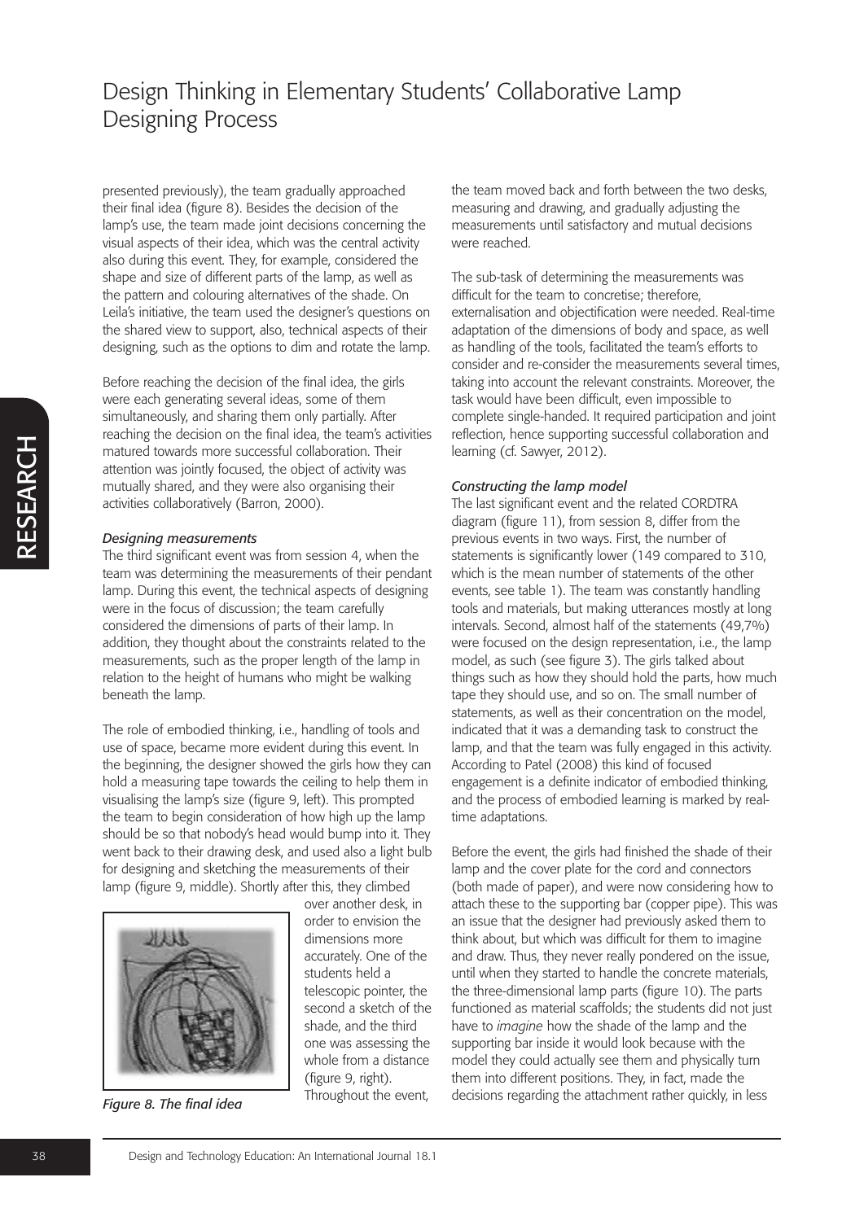presented previously), the team gradually approached their final idea (figure 8). Besides the decision of the lamp's use, the team made joint decisions concerning the visual aspects of their idea, which was the central activity also during this event. They, for example, considered the shape and size of different parts of the lamp, as well as the pattern and colouring alternatives of the shade. On Leila's initiative, the team used the designer's questions on the shared view to support, also, technical aspects of their designing, such as the options to dim and rotate the lamp.

Before reaching the decision of the final idea, the girls were each generating several ideas, some of them simultaneously, and sharing them only partially. After reaching the decision on the final idea, the team's activities matured towards more successful collaboration. Their attention was jointly focused, the object of activity was mutually shared, and they were also organising their activities collaboratively (Barron, 2000).

### *Designing measurements*

The third significant event was from session 4, when the team was determining the measurements of their pendant lamp. During this event, the technical aspects of designing were in the focus of discussion; the team carefully considered the dimensions of parts of their lamp. In addition, they thought about the constraints related to the measurements, such as the proper length of the lamp in relation to the height of humans who might be walking beneath the lamp.

The role of embodied thinking, i.e., handling of tools and use of space, became more evident during this event. In the beginning, the designer showed the girls how they can hold a measuring tape towards the ceiling to help them in visualising the lamp's size (figure 9, left). This prompted the team to begin consideration of how high up the lamp should be so that nobody's head would bump into it. They went back to their drawing desk, and used also a light bulb for designing and sketching the measurements of their lamp (figure 9, middle). Shortly after this, they climbed over another desk, in order to envision the dimensions more accurately. One of the students held a telescopic pointer, the second a sketch of the shade, and the third one was assessing the whole from a distance (figure 9, right). Throughout the event, the team moved back and forth between the two desks, measuring and drawing, and gradually adjusting the measurements until satisfactory and mutual decisions were reached.

*Figure 8. The final idea*

The sub-task of determining the measurements was difficult for the team to concretise; therefore, externalisation and objectification were needed. Real-time adaptation of the dimensions of body and space, as well as handling of the tools, facilitated the team's efforts to consider and re-consider the measurements several times, taking into account the relevant constraints. Moreover, the task would have been difficult, even impossible to complete single-handed. It required participation and joint reflection, hence supporting successful collaboration and learning (cf. Sawyer, 2012).

### *Constructing the lamp model*

The last significant event and the related CORDTRA diagram (figure 11), from session 8, differ from the previous events in two ways. First, the number of statements is significantly lower (149 compared to 310, which is the mean number of statements of the other events, see table 1). The team was constantly handling tools and materials, but making utterances mostly at long intervals. Second, almost half of the statements (49,7%) were focused on the design representation, i.e., the lamp model, as such (see figure 3). The girls talked about things such as how they should hold the parts, how much tape they should use, and so on. The small number of statements, as well as their concentration on the model, indicated that it was a demanding task to construct the lamp, and that the team was fully engaged in this activity. According to Patel (2008) this kind of focused engagement is a definite indicator of embodied thinking, and the process of embodied learning is marked by real-time adaptations.

Before the event, the girls had finished the shade of their lamp and the cover plate for the cord and connectors (both made of paper), and were now considering how to attach these to the supporting bar (copper pipe). This was an issue that the designer had previously asked them to think about, but which was difficult for them to imagine and draw. Thus, they never really pondered on the issue, until when they started to handle the concrete materials, the three-dimensional lamp parts (figure 10). The parts functioned as material scaffolds; the students did not just have to *imagine* how the shade of the lamp and the supporting bar inside it would look because with the model they could actually see them and physically turn them into different positions. They, in fact, made the decisions regarding the attachment rather quickly, in less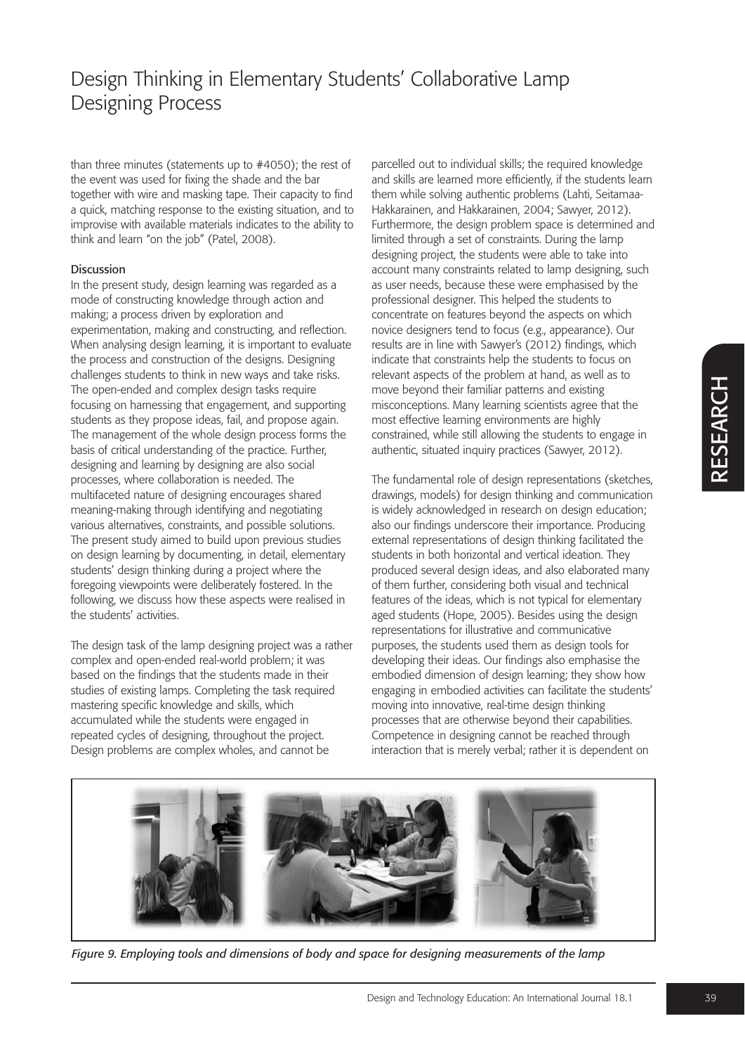than three minutes (statements up to #4050); the rest of the event was used for fixing the shade and the bar together with wire and masking tape. Their capacity to find a quick, matching response to the existing situation, and to improvise with available materials indicates to the ability to think and learn "on the job" (Patel, 2008).

### Discussion

In the present study, design learning was regarded as a mode of constructing knowledge through action and making; a process driven by exploration and experimentation, making and constructing, and reflection. When analysing design learning, it is important to evaluate the process and construction of the designs. Designing challenges students to think in new ways and take risks. The open-ended and complex design tasks require focusing on harnessing that engagement, and supporting students as they propose ideas, fail, and propose again. The management of the whole design process forms the basis of critical understanding of the practice. Further, designing and learning by designing are also social processes, where collaboration is needed. The multifaceted nature of designing encourages shared meaning-making through identifying and negotiating various alternatives, constraints, and possible solutions. The present study aimed to build upon previous studies on design learning by documenting, in detail, elementary students' design thinking during a project where the foregoing viewpoints were deliberately fostered. In the following, we discuss how these aspects were realised in the students' activities.

The design task of the lamp designing project was a rather complex and open-ended real-world problem; it was based on the findings that the students made in their studies of existing lamps. Completing the task required mastering specific knowledge and skills, which accumulated while the students were engaged in repeated cycles of designing, throughout the project. Design problems are complex wholes, and cannot be parcelled out to individual skills; the required knowledge and skills are learned more efficiently, if the students learn them while solving authentic problems (Lahti, Seitamaa-Hakkarainen, and Hakkarainen, 2004; Sawyer, 2012). Furthermore, the design problem space is determined and limited through a set of constraints. During the lamp designing project, the students were able to take into account many constraints related to lamp designing, such as user needs, because these were emphasised by the professional designer. This helped the students to concentrate on features beyond the aspects on which novice designers tend to focus (e.g., appearance). Our results are in line with Sawyer's (2012) findings, which indicate that constraints help the students to focus on relevant aspects of the problem at hand, as well as to move beyond their familiar patterns and existing misconceptions. Many learning scientists agree that the most effective learning environments are highly constrained, while still allowing the students to engage in authentic, situated inquiry practices (Sawyer, 2012).

The fundamental role of design representations (sketches, drawings, models) for design thinking and communication is widely acknowledged in research on design education; also our findings underscore their importance. Producing external representations of design thinking facilitated the students in both horizontal and vertical ideation. They produced several design ideas, and also elaborated many of them further, considering both visual and technical features of the ideas, which is not typical for elementary aged students (Hope, 2005). Besides using the design representations for illustrative and communicative purposes, the students used them as design tools for developing their ideas. Our findings also emphasise the embodied dimension of design learning; they show how engaging in embodied activities can facilitate the students' moving into innovative, real-time design thinking processes that are otherwise beyond their capabilities. Competence in designing cannot be reached through interaction that is merely verbal; rather it is dependent on

*Figure 9. Employing tools and dimensions of body and space for designing measurements of the lamp*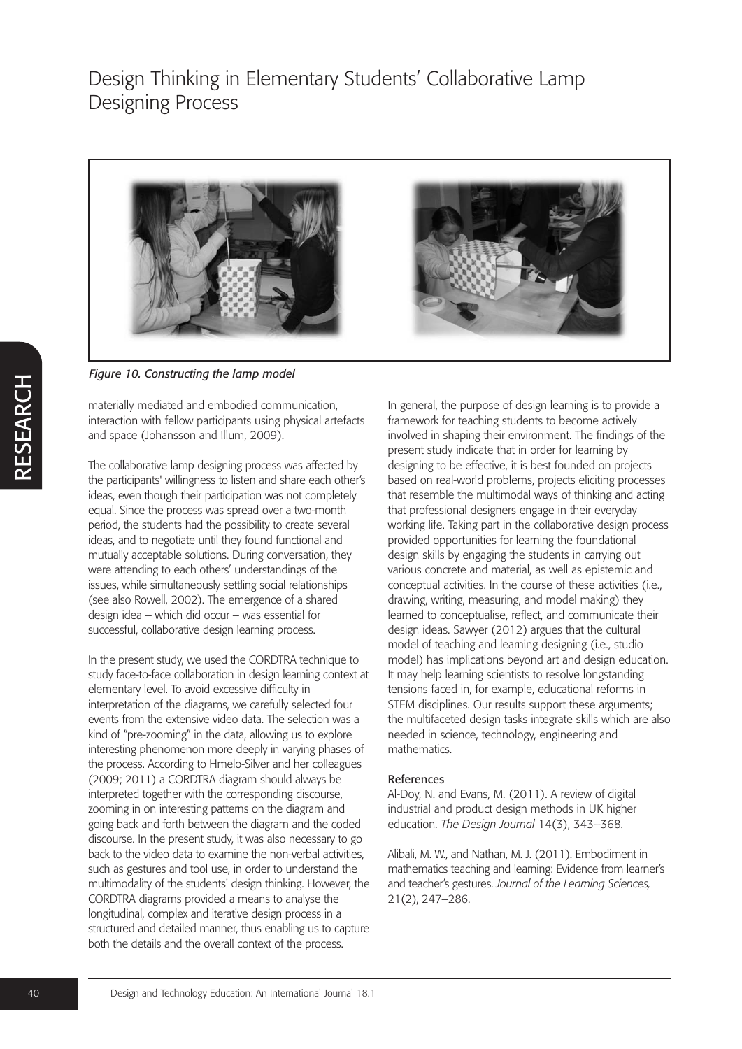*Figure 10. Constructing the lamp model*

materially mediated and embodied communication, interaction with fellow participants using physical artefacts and space (Johansson and Illum, 2009).

The collaborative lamp designing process was affected by the participants' willingness to listen and share each other's ideas, even though their participation was not completely equal. Since the process was spread over a two-month period, the students had the possibility to create several ideas, and to negotiate until they found functional and mutually acceptable solutions. During conversation, they were attending to each others' understandings of the issues, while simultaneously settling social relationships (see also Rowell, 2002). The emergence of a shared design idea – which did occur – was essential for successful, collaborative design learning process.

In the present study, we used the CORDTRA technique to study face-to-face collaboration in design learning context at elementary level. To avoid excessive difficulty in interpretation of the diagrams, we carefully selected four events from the extensive video data. The selection was a kind of "pre-zooming" in the data, allowing us to explore interesting phenomenon more deeply in varying phases of the process. According to Hmelo-Silver and her colleagues (2009; 2011) a CORDTRA diagram should always be interpreted together with the corresponding discourse, zooming in on interesting patterns on the diagram and going back and forth between the diagram and the coded discourse. In the present study, it was also necessary to go back to the video data to examine the non-verbal activities, such as gestures and tool use, in order to understand the multimodality of the students' design thinking. However, the CORDTRA diagrams provided a means to analyse the longitudinal, complex and iterative design process in a structured and detailed manner, thus enabling us to capture both the details and the overall context of the process.

In general, the purpose of design learning is to provide a framework for teaching students to become actively involved in shaping their environment. The findings of the present study indicate that in order for learning by designing to be effective, it is best founded on projects based on real-world problems, projects eliciting processes that resemble the multimodal ways of thinking and acting that professional designers engage in their everyday working life. Taking part in the collaborative design process provided opportunities for learning the foundational design skills by engaging the students in carrying out various concrete and material, as well as epistemic and conceptual activities. In the course of these activities (i.e., drawing, writing, measuring, and model making) they learned to conceptualise, reflect, and communicate their design ideas. Sawyer (2012) argues that the cultural model of teaching and learning designing (i.e., studio model) has implications beyond art and design education. It may help learning scientists to resolve longstanding tensions faced in, for example, educational reforms in STEM disciplines. Our results support these arguments; the multifaceted design tasks integrate skills which are also needed in science, technology, engineering and mathematics.

## References

Al-Doy, N. and Evans, M. (2011). A review of digital industrial and product design methods in UK higher education. *The Design Journal* 14(3), 343–368.

Alibali, M. W., and Nathan, M. J. (2011). Embodiment in mathematics teaching and learning: Evidence from learner's and teacher's gestures. *Journal of the Learning Sciences,* 21(2), 247–286.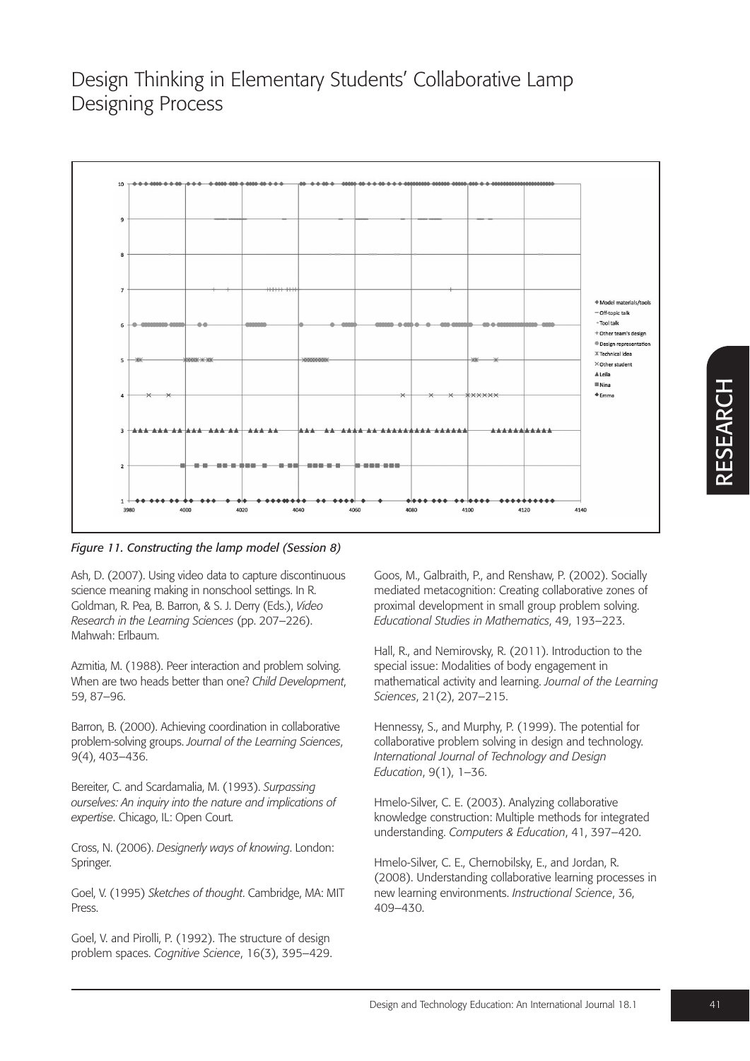# Design Thinking in Elementary Students' Collaborative Lamp Designing Process

*Figure 11. Constructing the lamp model (Session 8)*

Ash, D. (2007). Using video data to capture discontinuous science meaning making in nonschool settings. In R. Goldman, R. Pea, B. Barron, & S. J. Derry (Eds.), *Video Research in the Learning Sciences* (pp. 207–226). Mahwah: Erlbaum.

Azmitia, M. (1988). Peer interaction and problem solving. When are two heads better than one? *Child Development*, 59, 87–96.

Barron, B. (2000). Achieving coordination in collaborative problem-solving groups. *Journal of the Learning Sciences*, 9(4), 403–436.

Bereiter, C. and Scardamalia, M. (1993). *Surpassing ourselves: An inquiry into the nature and implications of expertise*. Chicago, IL: Open Court.

Cross, N. (2006). *Designerly ways of knowing*. London: Springer.

Goel, V. (1995) *Sketches of thought*. Cambridge, MA: MIT Press.

Goel, V. and Pirolli, P. (1992). The structure of design problem spaces. *Cognitive Science*, 16(3), 395–429.

Goos, M., Galbraith, P., and Renshaw, P. (2002). Socially mediated metacognition: Creating collaborative zones of proximal development in small group problem solving. *Educational Studies in Mathematics*, 49, 193–223.

Hall, R., and Nemirovsky, R. (2011). Introduction to the special issue: Modalities of body engagement in mathematical activity and learning. *Journal of the Learning Sciences*, 21(2), 207–215.

Hennessy, S., and Murphy, P. (1999). The potential for collaborative problem solving in design and technology. *International Journal of Technology and Design Education*, 9(1), 1–36.

Hmelo-Silver, C. E. (2003). Analyzing collaborative knowledge construction: Multiple methods for integrated understanding. *Computers & Education*, 41, 397–420.

Hmelo-Silver, C. E., Chernobilsky, E., and Jordan, R. (2008). Understanding collaborative learning processes in new learning environments. *Instructional Science*, 36, 409–430.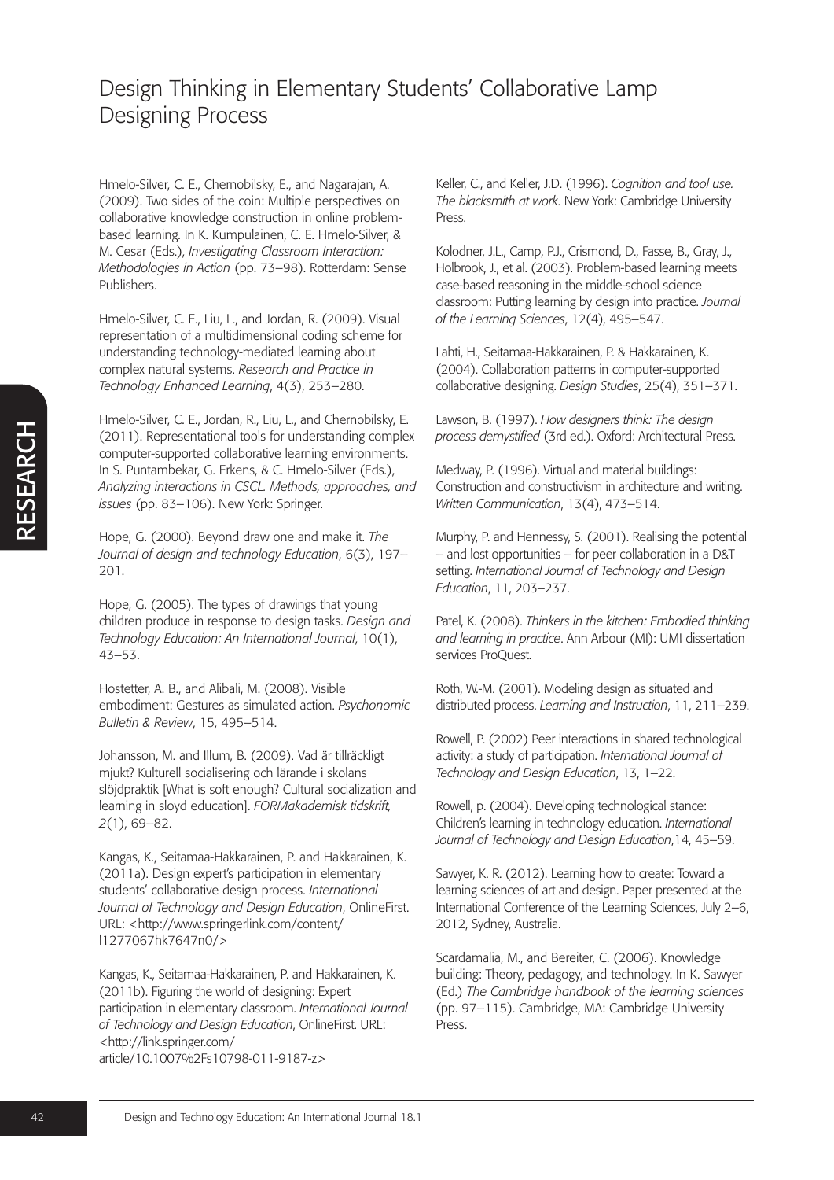Hmelo-Silver, C. E., Chernobilsky, E., and Nagarajan, A. (2009). Two sides of the coin: Multiple perspectives on collaborative knowledge construction in online problem-based learning. In K. Kumpulainen, C. E. Hmelo-Silver, & M. Cesar (Eds.), *Investigating Classroom Interaction: Methodologies in Action* (pp. 73–98). Rotterdam: Sense Publishers.

Hmelo-Silver, C. E., Liu, L., and Jordan, R. (2009). Visual representation of a multidimensional coding scheme for understanding technology-mediated learning about complex natural systems. *Research and Practice in Technology Enhanced Learning*, 4(3), 253–280.

Hmelo-Silver, C. E., Jordan, R., Liu, L., and Chernobilsky, E. (2011). Representational tools for understanding complex computer-supported collaborative learning environments. In S. Puntambekar, G. Erkens, & C. Hmelo-Silver (Eds.), *Analyzing interactions in CSCL. Methods, approaches, and issues* (pp. 83–106). New York: Springer.

Hope, G. (2000). Beyond draw one and make it. *The Journal of design and technology Education*, 6(3), 197–201.

Hope, G. (2005). The types of drawings that young children produce in response to design tasks. *Design and Technology Education: An International Journal*, 10(1), 43–53.

Hostetter, A. B., and Alibali, M. (2008). Visible embodiment: Gestures as simulated action. *Psychonomic Bulletin & Review*, 15, 495–514.

Johansson, M. and Illum, B. (2009). Vad är tillräckligt mjukt? Kulturell socialisering och lärande i skolans slöjdpraktik [What is soft enough? Cultural socialization and learning in sloyd education]. *FORMakademisk tidskrift, 2*(1), 69–82.

Kangas, K., Seitamaa-Hakkarainen, P. and Hakkarainen, K. (2011a). Design expert's participation in elementary students' collaborative design process. *International Journal of Technology and Design Education*, OnlineFirst. URL: <http://www.springerlink.com/content/l1277067hk7647n0/>

Kangas, K., Seitamaa-Hakkarainen, P. and Hakkarainen, K. (2011b). Figuring the world of designing: Expert participation in elementary classroom. *International Journal of Technology and Design Education*, OnlineFirst. URL: <http://link.springer.com/article/10.1007%2Fs10798-011-9187-z>

Keller, C., and Keller, J.D. (1996). *Cognition and tool use. The blacksmith at work*. New York: Cambridge University Press.

Kolodner, J.L., Camp, P.J., Crismond, D., Fasse, B., Gray, J., Holbrook, J., et al. (2003). Problem-based learning meets case-based reasoning in the middle-school science classroom: Putting learning by design into practice. *Journal of the Learning Sciences*, 12(4), 495–547.

Lahti, H., Seitamaa-Hakkarainen, P. & Hakkarainen, K. (2004). Collaboration patterns in computer-supported collaborative designing. *Design Studies*, 25(4), 351–371.

Lawson, B. (1997). *How designers think: The design process demystified* (3rd ed.). Oxford: Architectural Press.

Medway, P. (1996). Virtual and material buildings: Construction and constructivism in architecture and writing. *Written Communication*, 13(4), 473–514.

Murphy, P. and Hennessy, S. (2001). Realising the potential – and lost opportunities – for peer collaboration in a D&T setting. *International Journal of Technology and Design Education*, 11, 203–237.

Patel, K. (2008). *Thinkers in the kitchen: Embodied thinking and learning in practice*. Ann Arbour (MI): UMI dissertation services ProQuest.

Roth, W.-M. (2001). Modeling design as situated and distributed process. *Learning and Instruction*, 11, 211–239.

Rowell, P. (2002) Peer interactions in shared technological activity: a study of participation. *International Journal of Technology and Design Education*, 13, 1–22.

Rowell, p. (2004). Developing technological stance: Children's learning in technology education. *International Journal of Technology and Design Education*,14, 45–59.

Sawyer, K. R. (2012). Learning how to create: Toward a learning sciences of art and design. Paper presented at the International Conference of the Learning Sciences, July 2–6, 2012, Sydney, Australia.

Scardamalia, M., and Bereiter, C. (2006). Knowledge building: Theory, pedagogy, and technology. In K. Sawyer (Ed.) *The Cambridge handbook of the learning sciences* (pp. 97–115). Cambridge, MA: Cambridge University Press.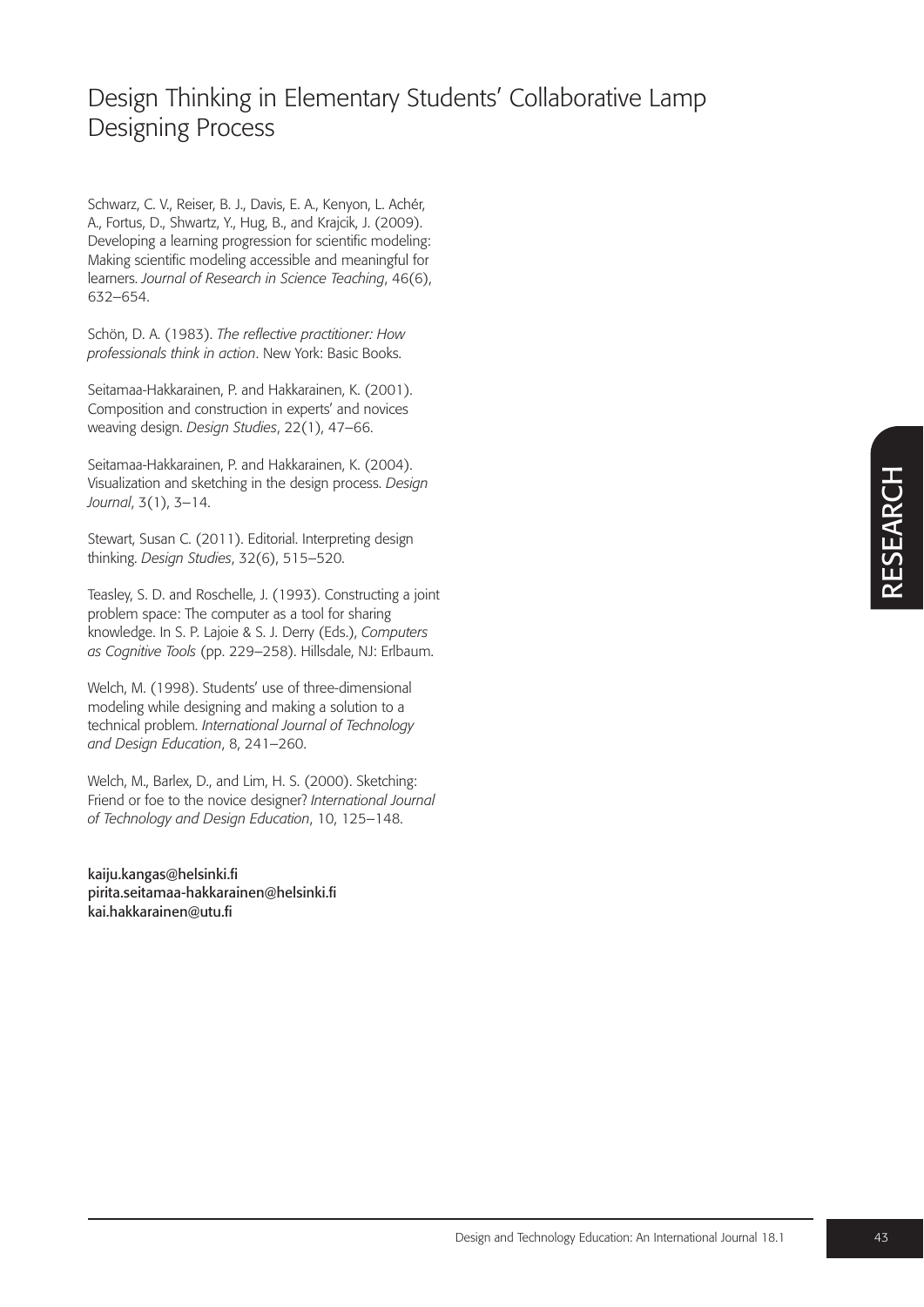Schwarz, C. V., Reiser, B. J., Davis, E. A., Kenyon, L. Achér, A., Fortus, D., Shwartz, Y., Hug, B., and Krajcik, J. (2009). Developing a learning progression for scientific modeling: Making scientific modeling accessible and meaningful for learners. *Journal of Research in Science Teaching*, 46(6), 632–654.

Schön, D. A. (1983). *The reflective practitioner: How professionals think in action*. New York: Basic Books.

Seitamaa-Hakkarainen, P. and Hakkarainen, K. (2001). Composition and construction in experts' and novices weaving design. *Design Studies*, 22(1), 47–66.

Seitamaa-Hakkarainen, P. and Hakkarainen, K. (2004). Visualization and sketching in the design process. *Design Journal*, 3(1), 3–14.

Stewart, Susan C. (2011). Editorial. Interpreting design thinking. *Design Studies*, 32(6), 515–520.

Teasley, S. D. and Roschelle, J. (1993). Constructing a joint problem space: The computer as a tool for sharing knowledge. In S. P. Lajoie & S. J. Derry (Eds.), *Computers as Cognitive Tools* (pp. 229–258). Hillsdale, NJ: Erlbaum.

Welch, M. (1998). Students' use of three-dimensional modeling while designing and making a solution to a technical problem. *International Journal of Technology and Design Education*, 8, 241–260.

Welch, M., Barlex, D., and Lim, H. S. (2000). Sketching: Friend or foe to the novice designer? *International Journal of Technology and Design Education*, 10, 125–148.

kaiju.kangas@helsinki.fi
pirita.seitamaa-hakkarainen@helsinki.fi
kai.hakkarainen@utu.fi